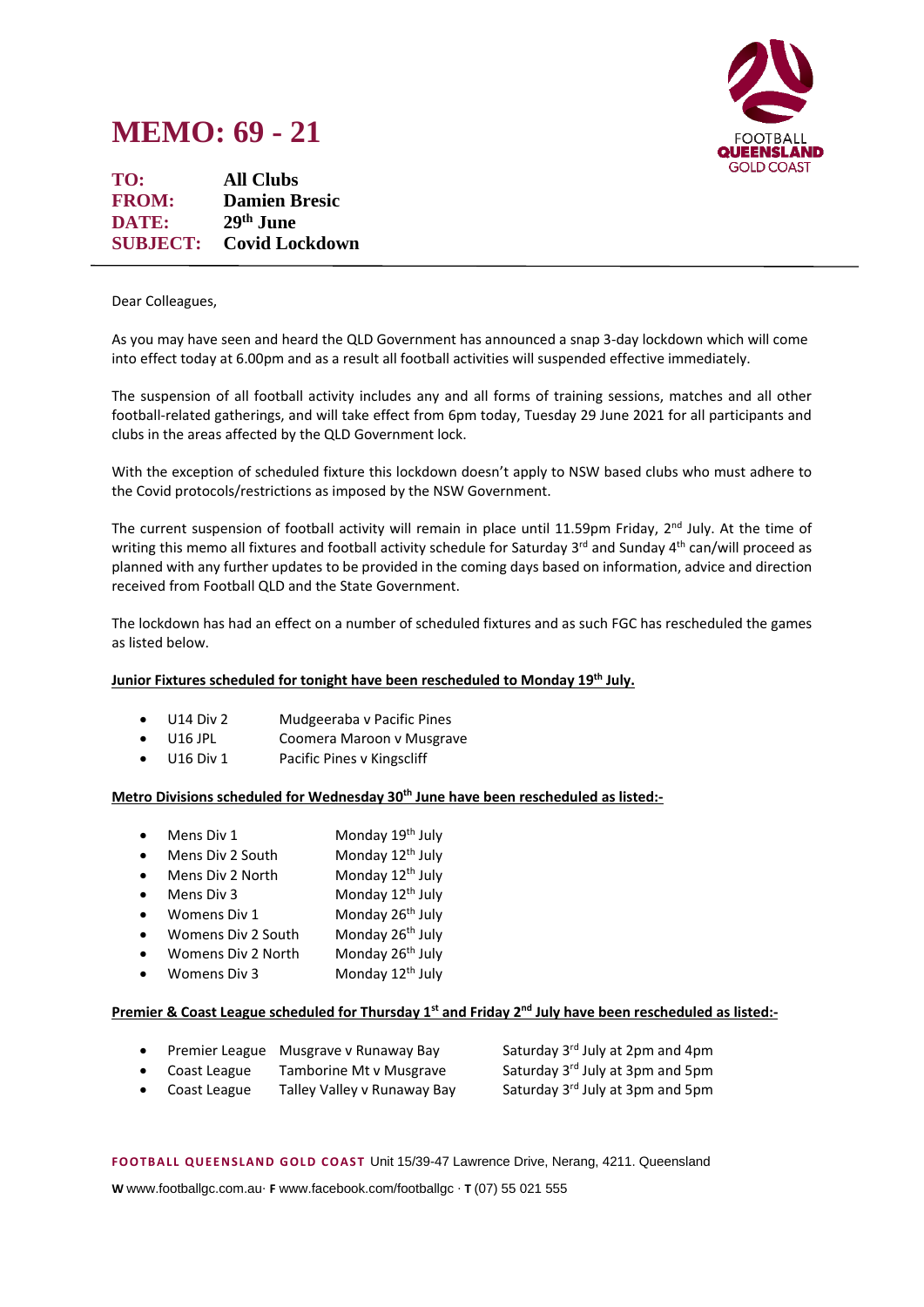# MEMO: 69 - 21

**TO:** All Clubs
**FROM:** Damien Bresic
**DATE:** 29th June
**SUBJECT:** Covid Lockdown

Dear Colleagues,

As you may have seen and heard the QLD Government has announced a snap 3-day lockdown which will come into effect today at 6.00pm and as a result all football activities will suspended effective immediately.

The suspension of all football activity includes any and all forms of training sessions, matches and all other football-related gatherings, and will take effect from 6pm today, Tuesday 29 June 2021 for all participants and clubs in the areas affected by the QLD Government lock.

With the exception of scheduled fixture this lockdown doesn't apply to NSW based clubs who must adhere to the Covid protocols/restrictions as imposed by the NSW Government.

The current suspension of football activity will remain in place until 11.59pm Friday, 2nd July. At the time of writing this memo all fixtures and football activity schedule for Saturday 3rd and Sunday 4th can/will proceed as planned with any further updates to be provided in the coming days based on information, advice and direction received from Football QLD and the State Government.

The lockdown has had an effect on a number of scheduled fixtures and as such FGC has rescheduled the games as listed below.

**Junior Fixtures scheduled for tonight have been rescheduled to Monday 19th July.**

- U14 Div 2 — Mudgeeraba v Pacific Pines
- U16 JPL — Coomera Maroon v Musgrave
- U16 Div 1 — Pacific Pines v Kingscliff

**Metro Divisions scheduled for Wednesday 30th June have been rescheduled as listed:-**

- Mens Div 1 — Monday 19th July
- Mens Div 2 South — Monday 12th July
- Mens Div 2 North — Monday 12th July
- Mens Div 3 — Monday 12th July
- Womens Div 1 — Monday 26th July
- Womens Div 2 South — Monday 26th July
- Womens Div 2 North — Monday 26th July
- Womens Div 3 — Monday 12th July

**Premier & Coast League scheduled for Thursday 1st and Friday 2nd July have been rescheduled as listed:-**

- Premier League — Musgrave v Runaway Bay — Saturday 3rd July at 2pm and 4pm
- Coast League — Tamborine Mt v Musgrave — Saturday 3rd July at 3pm and 5pm
- Coast League — Talley Valley v Runaway Bay — Saturday 3rd July at 3pm and 5pm

**FOOTBALL QUEENSLAND GOLD COAST** Unit 15/39-47 Lawrence Drive, Nerang, 4211. Queensland

**W** www.footballgc.com.au· **F** www.facebook.com/footballgc · **T** (07) 55 021 555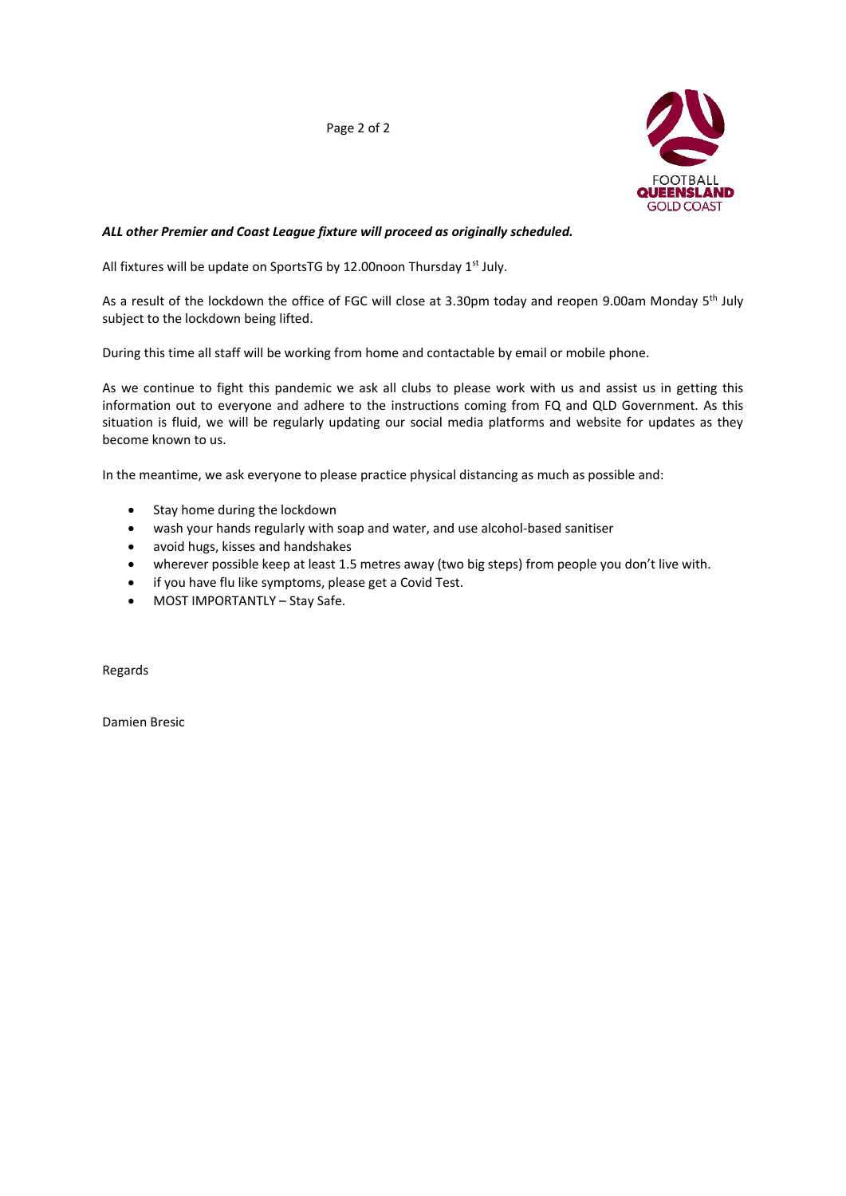***ALL other Premier and Coast League fixture will proceed as originally scheduled.***

All fixtures will be update on SportsTG by 12.00noon Thursday 1st July.

As a result of the lockdown the office of FGC will close at 3.30pm today and reopen 9.00am Monday 5th July subject to the lockdown being lifted.

During this time all staff will be working from home and contactable by email or mobile phone.

As we continue to fight this pandemic we ask all clubs to please work with us and assist us in getting this information out to everyone and adhere to the instructions coming from FQ and QLD Government. As this situation is fluid, we will be regularly updating our social media platforms and website for updates as they become known to us.

In the meantime, we ask everyone to please practice physical distancing as much as possible and:

- Stay home during the lockdown
- wash your hands regularly with soap and water, and use alcohol-based sanitiser
- avoid hugs, kisses and handshakes
- wherever possible keep at least 1.5 metres away (two big steps) from people you don't live with.
- if you have flu like symptoms, please get a Covid Test.
- MOST IMPORTANTLY – Stay Safe.

Regards

Damien Bresic